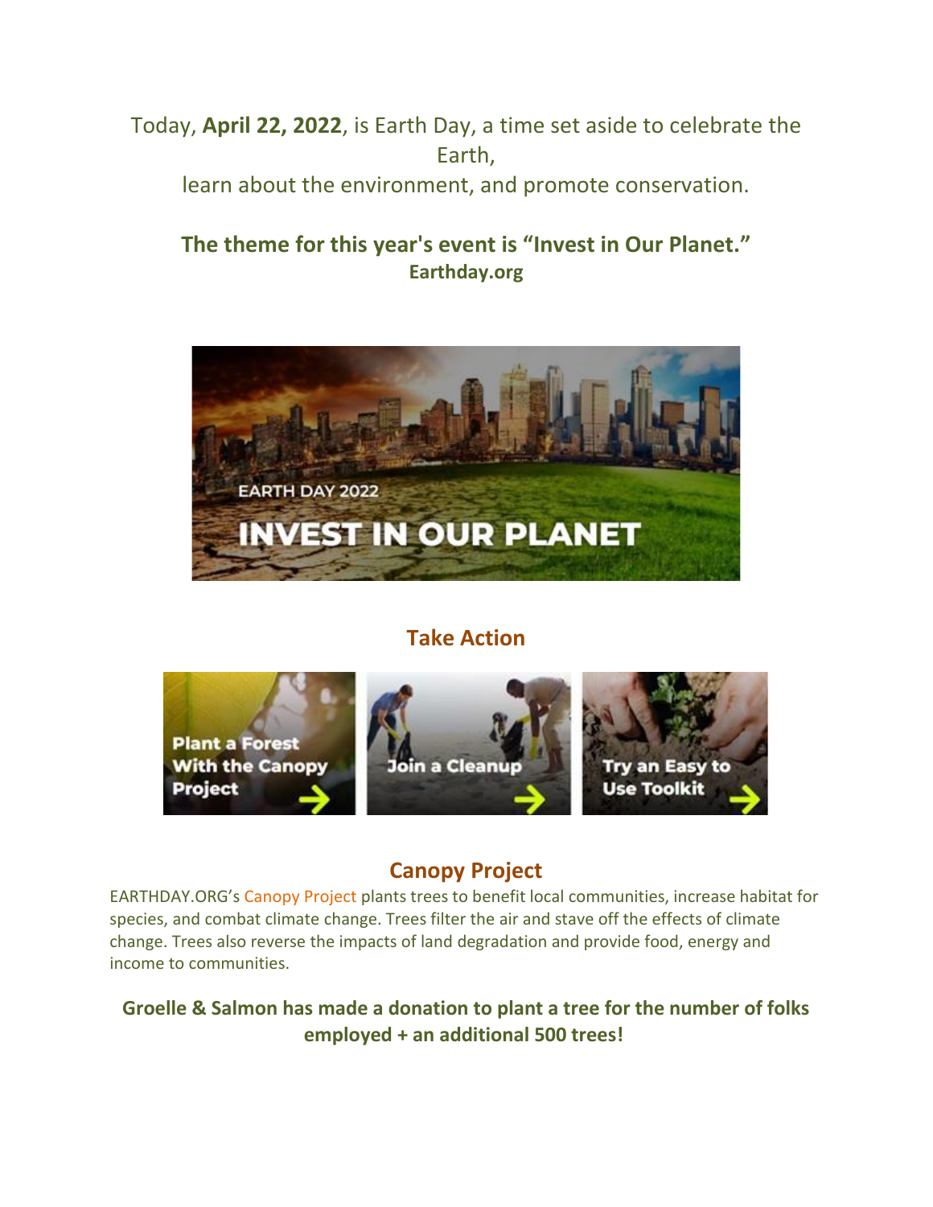Today, **April 22, 2022**, is Earth Day, a time set aside to celebrate the Earth, learn about the environment, and promote conservation.

**The theme for this year's event is "Invest in Our Planet."**
**Earthday.org**

## Take Action

## Canopy Project

EARTHDAY.ORG's Canopy Project plants trees to benefit local communities, increase habitat for species, and combat climate change. Trees filter the air and stave off the effects of climate change. Trees also reverse the impacts of land degradation and provide food, energy and income to communities.

**Groelle & Salmon has made a donation to plant a tree for the number of folks employed + an additional 500 trees!**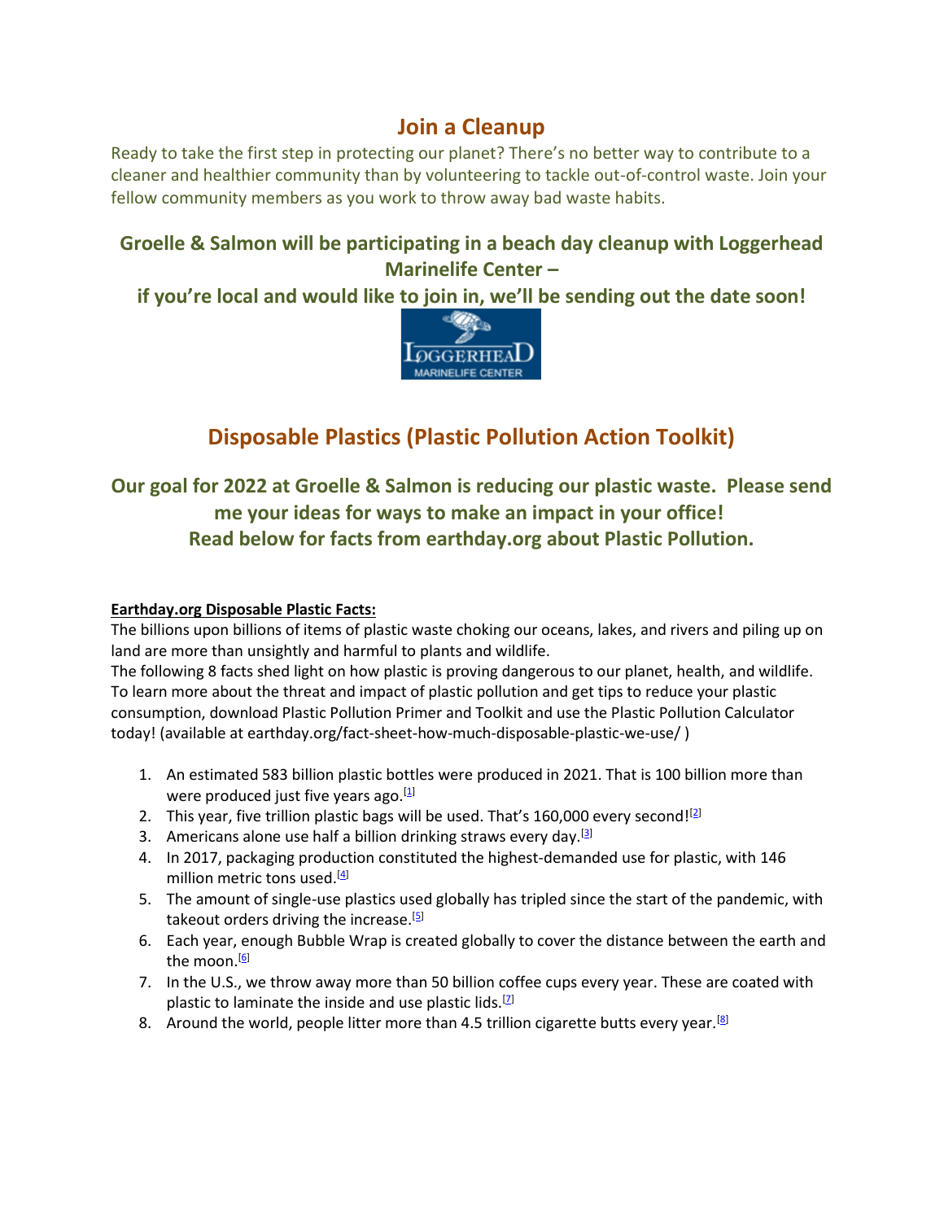## Join a Cleanup

Ready to take the first step in protecting our planet? There's no better way to contribute to a cleaner and healthier community than by volunteering to tackle out-of-control waste. Join your fellow community members as you work to throw away bad waste habits.

### Groelle & Salmon will be participating in a beach day cleanup with Loggerhead Marinelife Center – if you're local and would like to join in, we'll be sending out the date soon!

## Disposable Plastics (Plastic Pollution Action Toolkit)

### Our goal for 2022 at Groelle & Salmon is reducing our plastic waste. Please send me your ideas for ways to make an impact in your office! Read below for facts from earthday.org about Plastic Pollution.

**Earthday.org Disposable Plastic Facts:**

The billions upon billions of items of plastic waste choking our oceans, lakes, and rivers and piling up on land are more than unsightly and harmful to plants and wildlife.

The following 8 facts shed light on how plastic is proving dangerous to our planet, health, and wildlife. To learn more about the threat and impact of plastic pollution and get tips to reduce your plastic consumption, download Plastic Pollution Primer and Toolkit and use the Plastic Pollution Calculator today! (available at earthday.org/fact-sheet-how-much-disposable-plastic-we-use/ )

1. An estimated 583 billion plastic bottles were produced in 2021. That is 100 billion more than were produced just five years ago.[1]
2. This year, five trillion plastic bags will be used. That's 160,000 every second![2]
3. Americans alone use half a billion drinking straws every day.[3]
4. In 2017, packaging production constituted the highest-demanded use for plastic, with 146 million metric tons used.[4]
5. The amount of single-use plastics used globally has tripled since the start of the pandemic, with takeout orders driving the increase.[5]
6. Each year, enough Bubble Wrap is created globally to cover the distance between the earth and the moon.[6]
7. In the U.S., we throw away more than 50 billion coffee cups every year. These are coated with plastic to laminate the inside and use plastic lids.[7]
8. Around the world, people litter more than 4.5 trillion cigarette butts every year.[8]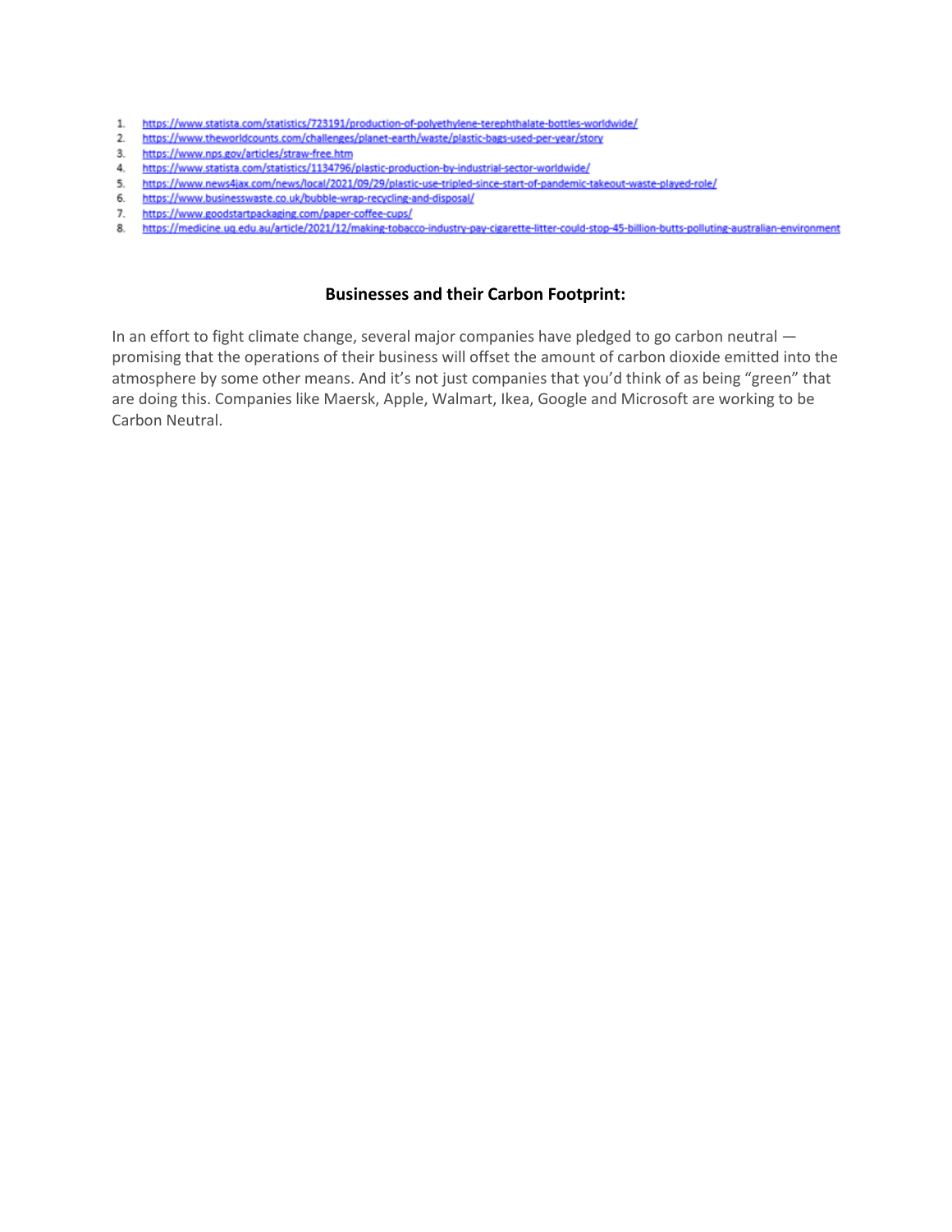1. https://www.statista.com/statistics/723191/production-of-polyethylene-terephthalate-bottles-worldwide/
2. https://www.theworldcounts.com/challenges/planet-earth/waste/plastic-bags-used-per-year/story
3. https://www.nps.gov/articles/straw-free.htm
4. https://www.statista.com/statistics/1134796/plastic-production-by-industrial-sector-worldwide/
5. https://www.news4jax.com/news/local/2021/09/29/plastic-use-tripled-since-start-of-pandemic-takeout-waste-played-role/
6. https://www.businesswaste.co.uk/bubble-wrap-recycling-and-disposal/
7. https://www.goodstartpackaging.com/paper-coffee-cups/
8. https://medicine.uq.edu.au/article/2021/12/making-tobacco-industry-pay-cigarette-litter-could-stop-45-billion-butts-polluting-australian-environment

## Businesses and their Carbon Footprint:

In an effort to fight climate change, several major companies have pledged to go carbon neutral — promising that the operations of their business will offset the amount of carbon dioxide emitted into the atmosphere by some other means. And it's not just companies that you'd think of as being "green" that are doing this. Companies like Maersk, Apple, Walmart, Ikea, Google and Microsoft are working to be Carbon Neutral.